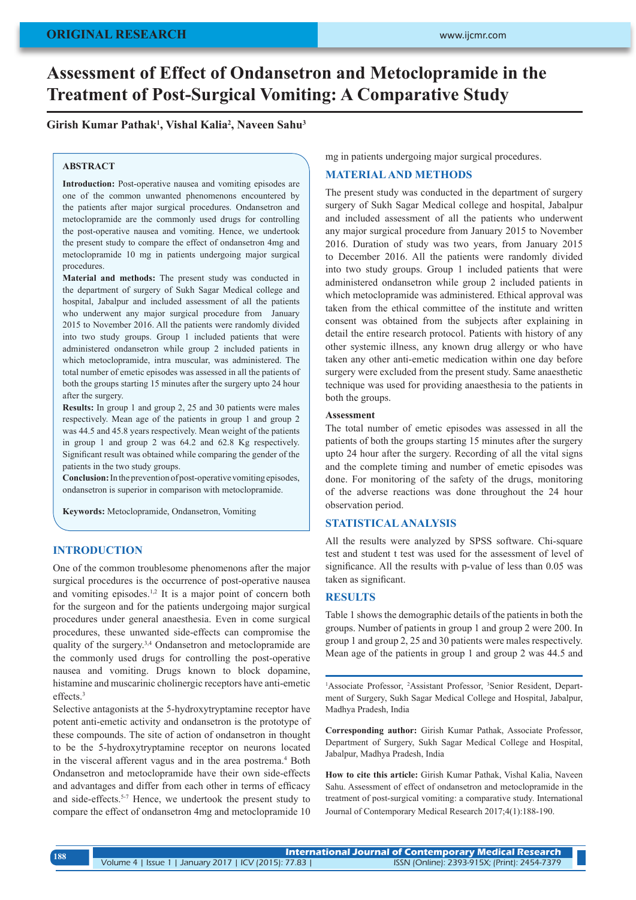ORIGINAL RESEARCH

# Assessment of Effect of Ondansetron and Metoclopramide in the Treatment of Post-Surgical Vomiting: A Comparative Study

**Girish Kumar Pathak[1], Vishal Kalia[2], Naveen Sahu[3]**

## ABSTRACT

**Introduction:** Post-operative nausea and vomiting episodes are one of the common unwanted phenomenons encountered by the patients after major surgical procedures. Ondansetron and metoclopramide are the commonly used drugs for controlling the post-operative nausea and vomiting. Hence, we undertook the present study to compare the effect of ondansetron 4mg and metoclopramide 10 mg in patients undergoing major surgical procedures.

**Material and methods:** The present study was conducted in the department of surgery of Sukh Sagar Medical college and hospital, Jabalpur and included assessment of all the patients who underwent any major surgical procedure from January 2015 to November 2016. All the patients were randomly divided into two study groups. Group 1 included patients that were administered ondansetron while group 2 included patients in which metoclopramide, intra muscular, was administered. The total number of emetic episodes was assessed in all the patients of both the groups starting 15 minutes after the surgery upto 24 hour after the surgery.

**Results:** In group 1 and group 2, 25 and 30 patients were males respectively. Mean age of the patients in group 1 and group 2 was 44.5 and 45.8 years respectively. Mean weight of the patients in group 1 and group 2 was 64.2 and 62.8 Kg respectively. Significant result was obtained while comparing the gender of the patients in the two study groups.

**Conclusion:** In the prevention of post-operative vomiting episodes, ondansetron is superior in comparison with metoclopramide.

**Keywords:** Metoclopramide, Ondansetron, Vomiting

## INTRODUCTION

One of the common troublesome phenomenons after the major surgical procedures is the occurrence of post-operative nausea and vomiting episodes.[1,2] It is a major point of concern both for the surgeon and for the patients undergoing major surgical procedures under general anaesthesia. Even in come surgical procedures, these unwanted side-effects can compromise the quality of the surgery.[3,4] Ondansetron and metoclopramide are the commonly used drugs for controlling the post-operative nausea and vomiting. Drugs known to block dopamine, histamine and muscarinic cholinergic receptors have anti-emetic effects.[3]

Selective antagonists at the 5-hydroxytryptamine receptor have potent anti-emetic activity and ondansetron is the prototype of these compounds. The site of action of ondansetron in thought to be the 5-hydroxytryptamine receptor on neurons located in the visceral afferent vagus and in the area postrema.[4] Both Ondansetron and metoclopramide have their own side-effects and advantages and differ from each other in terms of efficacy and side-effects.[5-7] Hence, we undertook the present study to compare the effect of ondansetron 4mg and metoclopramide 10 mg in patients undergoing major surgical procedures.

## MATERIAL AND METHODS

The present study was conducted in the department of surgery surgery of Sukh Sagar Medical college and hospital, Jabalpur and included assessment of all the patients who underwent any major surgical procedure from January 2015 to November 2016. Duration of study was two years, from January 2015 to December 2016. All the patients were randomly divided into two study groups. Group 1 included patients that were administered ondansetron while group 2 included patients in which metoclopramide was administered. Ethical approval was taken from the ethical committee of the institute and written consent was obtained from the subjects after explaining in detail the entire research protocol. Patients with history of any other systemic illness, any known drug allergy or who have taken any other anti-emetic medication within one day before surgery were excluded from the present study. Same anaesthetic technique was used for providing anaesthesia to the patients in both the groups.

### Assessment

The total number of emetic episodes was assessed in all the patients of both the groups starting 15 minutes after the surgery upto 24 hour after the surgery. Recording of all the vital signs and the complete timing and number of emetic episodes was done. For monitoring of the safety of the drugs, monitoring of the adverse reactions was done throughout the 24 hour observation period.

## STATISTICAL ANALYSIS

All the results were analyzed by SPSS software. Chi-square test and student t test was used for the assessment of level of significance. All the results with p-value of less than 0.05 was taken as significant.

## RESULTS

Table 1 shows the demographic details of the patients in both the groups. Number of patients in group 1 and group 2 were 200. In group 1 and group 2, 25 and 30 patients were males respectively. Mean age of the patients in group 1 and group 2 was 44.5 and

[1]Associate Professor, [2]Assistant Professor, [3]Senior Resident, Department of Surgery, Sukh Sagar Medical College and Hospital, Jabalpur, Madhya Pradesh, India

**Corresponding author:** Girish Kumar Pathak, Associate Professor, Department of Surgery, Sukh Sagar Medical College and Hospital, Jabalpur, Madhya Pradesh, India

**How to cite this article:** Girish Kumar Pathak, Vishal Kalia, Naveen Sahu. Assessment of effect of ondansetron and metoclopramide in the treatment of post-surgical vomiting: a comparative study. International Journal of Contemporary Medical Research 2017;4(1):188-190.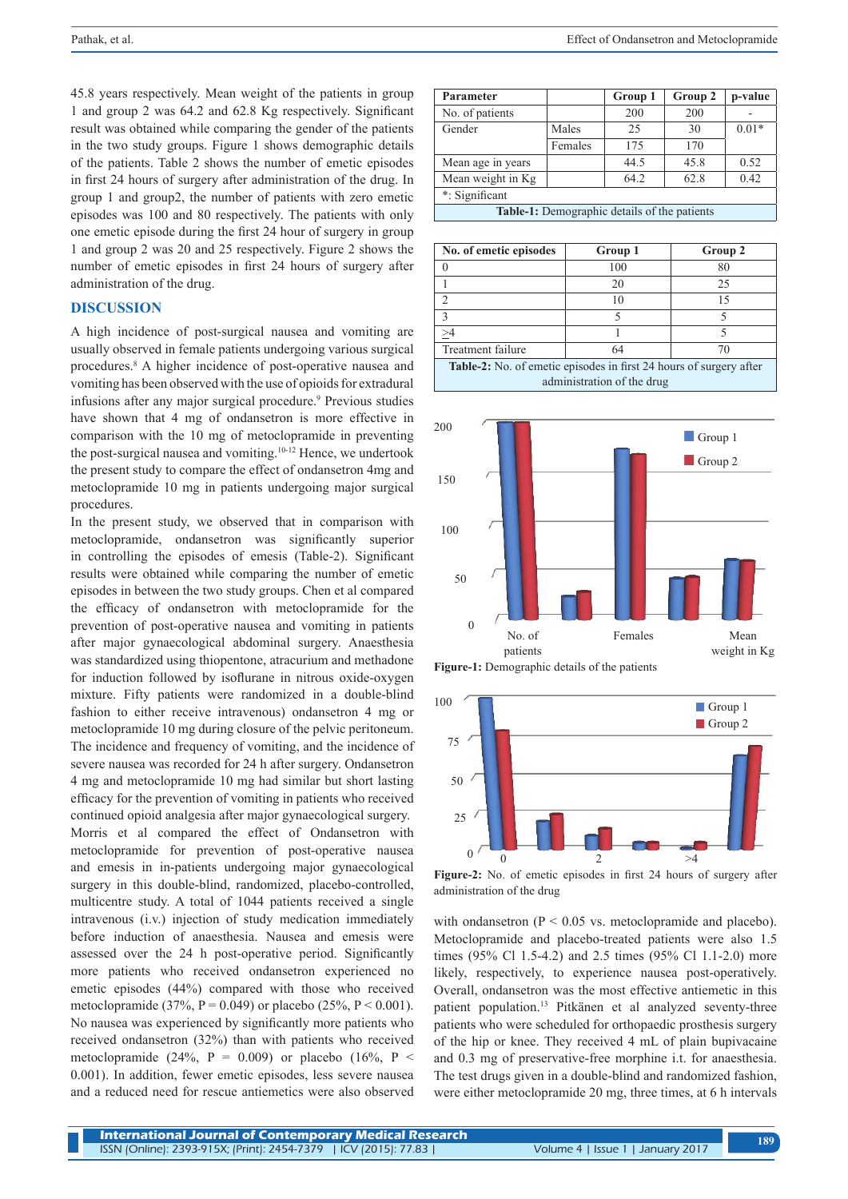45.8 years respectively. Mean weight of the patients in group 1 and group 2 was 64.2 and 62.8 Kg respectively. Significant result was obtained while comparing the gender of the patients in the two study groups. Figure 1 shows demographic details of the patients. Table 2 shows the number of emetic episodes in first 24 hours of surgery after administration of the drug. In group 1 and group2, the number of patients with zero emetic episodes was 100 and 80 respectively. The patients with only one emetic episode during the first 24 hour of surgery in group 1 and group 2 was 20 and 25 respectively. Figure 2 shows the number of emetic episodes in first 24 hours of surgery after administration of the drug.

| Parameter | | Group 1 | Group 2 | p-value |
|---|---|---|---|---|
| No. of patients | | 200 | 200 | - |
| Gender | Males | 25 | 30 | 0.01* |
| | Females | 175 | 170 | |
| Mean age in years | | 44.5 | 45.8 | 0.52 |
| Mean weight in Kg | | 64.2 | 62.8 | 0.42 |
| *: Significant | | | | |

**Table-1:** Demographic details of the patients

| No. of emetic episodes | Group 1 | Group 2 |
|---|---|---|
| 0 | 100 | 80 |
| 1 | 20 | 25 |
| 2 | 10 | 15 |
| 3 | 5 | 5 |
| ≥4 | 1 | 5 |
| Treatment failure | 64 | 70 |

**Table-2:** No. of emetic episodes in first 24 hours of surgery after administration of the drug

**Figure-1:** Demographic details of the patients

**Figure-2:** No. of emetic episodes in first 24 hours of surgery after administration of the drug

## DISCUSSION

A high incidence of post-surgical nausea and vomiting are usually observed in female patients undergoing various surgical procedures.[8] A higher incidence of post-operative nausea and vomiting has been observed with the use of opioids for extradural infusions after any major surgical procedure.[9] Previous studies have shown that 4 mg of ondansetron is more effective in comparison with the 10 mg of metoclopramide in preventing the post-surgical nausea and vomiting.[10-12] Hence, we undertook the present study to compare the effect of ondansetron 4mg and metoclopramide 10 mg in patients undergoing major surgical procedures.

In the present study, we observed that in comparison with metoclopramide, ondansetron was significantly superior in controlling the episodes of emesis (Table-2). Significant results were obtained while comparing the number of emetic episodes in between the two study groups. Chen et al compared the efficacy of ondansetron with metoclopramide for the prevention of post-operative nausea and vomiting in patients after major gynaecological abdominal surgery. Anaesthesia was standardized using thiopentone, atracurium and methadone for induction followed by isoflurane in nitrous oxide-oxygen mixture. Fifty patients were randomized in a double-blind fashion to either receive intravenous) ondansetron 4 mg or metoclopramide 10 mg during closure of the pelvic peritoneum. The incidence and frequency of vomiting, and the incidence of severe nausea was recorded for 24 h after surgery. Ondansetron 4 mg and metoclopramide 10 mg had similar but short lasting efficacy for the prevention of vomiting in patients who received continued opioid analgesia after major gynaecological surgery.

Morris et al compared the effect of Ondansetron with metoclopramide for prevention of post-operative nausea and emesis in in-patients undergoing major gynaecological surgery in this double-blind, randomized, placebo-controlled, multicentre study. A total of 1044 patients received a single intravenous (i.v.) injection of study medication immediately before induction of anaesthesia. Nausea and emesis were assessed over the 24 h post-operative period. Significantly more patients who received ondansetron experienced no emetic episodes (44%) compared with those who received metoclopramide (37%, P = 0.049) or placebo (25%, P < 0.001). No nausea was experienced by significantly more patients who received ondansetron (32%) than with patients who received metoclopramide (24%, P = 0.009) or placebo (16%, P < 0.001). In addition, fewer emetic episodes, less severe nausea and a reduced need for rescue antiemetics were also observed with ondansetron (P < 0.05 vs. metoclopramide and placebo). Metoclopramide and placebo-treated patients were also 1.5 times (95% Cl 1.5-4.2) and 2.5 times (95% Cl 1.1-2.0) more likely, respectively, to experience nausea post-operatively. Overall, ondansetron was the most effective antiemetic in this patient population.[13] Pitkänen et al analyzed seventy-three patients who were scheduled for orthopaedic prosthesis surgery of the hip or knee. They received 4 mL of plain bupivacaine and 0.3 mg of preservative-free morphine i.t. for anaesthesia. The test drugs given in a double-blind and randomized fashion, were either metoclopramide 20 mg, three times, at 6 h intervals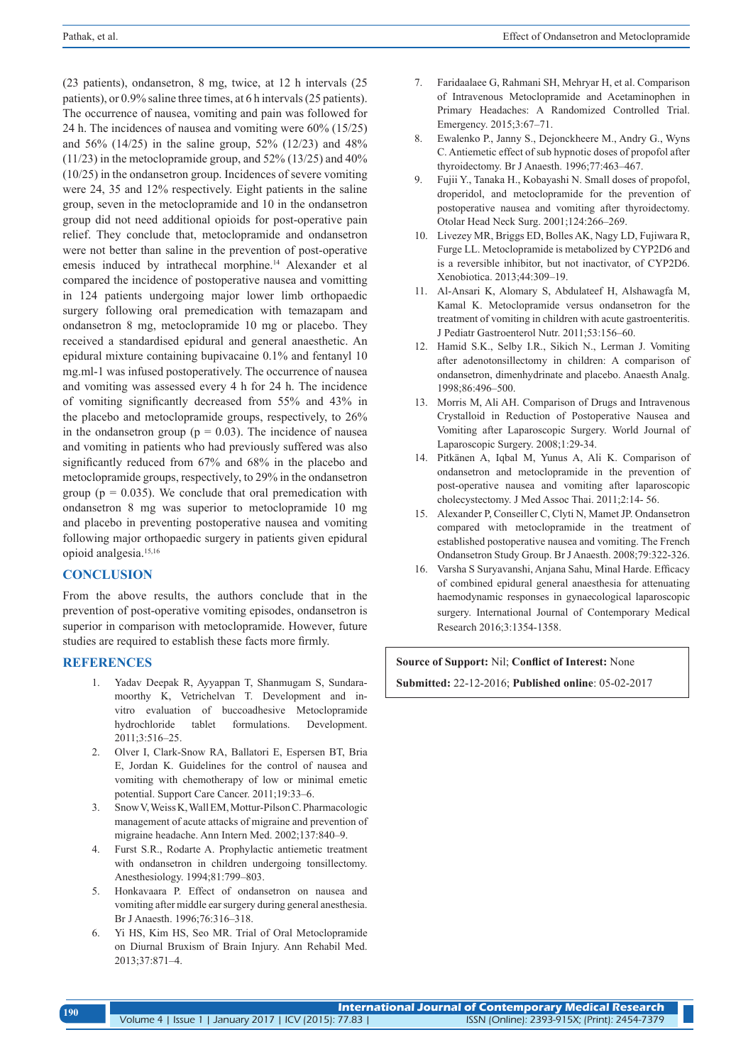(23 patients), ondansetron, 8 mg, twice, at 12 h intervals (25 patients), or 0.9% saline three times, at 6 h intervals (25 patients). The occurrence of nausea, vomiting and pain was followed for 24 h. The incidences of nausea and vomiting were 60% (15/25) and 56% (14/25) in the saline group, 52% (12/23) and 48% (11/23) in the metoclopramide group, and 52% (13/25) and 40% (10/25) in the ondansetron group. Incidences of severe vomiting were 24, 35 and 12% respectively. Eight patients in the saline group, seven in the metoclopramide and 10 in the ondansetron group did not need additional opioids for post-operative pain relief. They conclude that, metoclopramide and ondansetron were not better than saline in the prevention of post-operative emesis induced by intrathecal morphine.[14] Alexander et al compared the incidence of postoperative nausea and vomitting in 124 patients undergoing major lower limb orthopaedic surgery following oral premedication with temazapam and ondansetron 8 mg, metoclopramide 10 mg or placebo. They received a standardised epidural and general anaesthetic. An epidural mixture containing bupivacaine 0.1% and fentanyl 10 mg.ml-1 was infused postoperatively. The occurrence of nausea and vomiting was assessed every 4 h for 24 h. The incidence of vomiting significantly decreased from 55% and 43% in the placebo and metoclopramide groups, respectively, to 26% in the ondansetron group ($p = 0.03$). The incidence of nausea and vomiting in patients who had previously suffered was also significantly reduced from 67% and 68% in the placebo and metoclopramide groups, respectively, to 29% in the ondansetron group ($p = 0.035$). We conclude that oral premedication with ondansetron 8 mg was superior to metoclopramide 10 mg and placebo in preventing postoperative nausea and vomiting following major orthopaedic surgery in patients given epidural opioid analgesia.[15,16]

## CONCLUSION

From the above results, the authors conclude that in the prevention of post-operative vomiting episodes, ondansetron is superior in comparison with metoclopramide. However, future studies are required to establish these facts more firmly.

## REFERENCES

1. Yadav Deepak R, Ayyappan T, Shanmugam S, Sundaramoorthy K, Vetrichelvan T. Development and in-vitro evaluation of buccoadhesive Metoclopramide hydrochloride tablet formulations. Development. 2011;3:516–25.
2. Olver I, Clark-Snow RA, Ballatori E, Espersen BT, Bria E, Jordan K. Guidelines for the control of nausea and vomiting with chemotherapy of low or minimal emetic potential. Support Care Cancer. 2011;19:33–6.
3. Snow V, Weiss K, Wall EM, Mottur-Pilson C. Pharmacologic management of acute attacks of migraine and prevention of migraine headache. Ann Intern Med. 2002;137:840–9.
4. Furst S.R., Rodarte A. Prophylactic antiemetic treatment with ondansetron in children undergoing tonsillectomy. Anesthesiology. 1994;81:799–803.
5. Honkavaara P. Effect of ondansetron on nausea and vomiting after middle ear surgery during general anesthesia. Br J Anaesth. 1996;76:316–318.
6. Yi HS, Kim HS, Seo MR. Trial of Oral Metoclopramide on Diurnal Bruxism of Brain Injury. Ann Rehabil Med. 2013;37:871–4.
7. Faridaalaee G, Rahmani SH, Mehryar H, et al. Comparison of Intravenous Metoclopramide and Acetaminophen in Primary Headaches: A Randomized Controlled Trial. Emergency. 2015;3:67–71.
8. Ewalenko P., Janny S., Dejonckheere M., Andry G., Wyns C. Antiemetic effect of sub hypnotic doses of propofol after thyroidectomy. Br J Anaesth. 1996;77:463–467.
9. Fujii Y., Tanaka H., Kobayashi N. Small doses of propofol, droperidol, and metoclopramide for the prevention of postoperative nausea and vomiting after thyroidectomy. Otolar Head Neck Surg. 2001;124:266–269.
10. Livezey MR, Briggs ED, Bolles AK, Nagy LD, Fujiwara R, Furge LL. Metoclopramide is metabolized by CYP2D6 and is a reversible inhibitor, but not inactivator, of CYP2D6. Xenobiotica. 2013;44:309–19.
11. Al-Ansari K, Alomary S, Abdulateef H, Alshawagfa M, Kamal K. Metoclopramide versus ondansetron for the treatment of vomiting in children with acute gastroenteritis. J Pediatr Gastroenterol Nutr. 2011;53:156–60.
12. Hamid S.K., Selby I.R., Sikich N., Lerman J. Vomiting after adenotonsillectomy in children: A comparison of ondansetron, dimenhydrinate and placebo. Anaesth Analg. 1998;86:496–500.
13. Morris M, Ali AH. Comparison of Drugs and Intravenous Crystalloid in Reduction of Postoperative Nausea and Vomiting after Laparoscopic Surgery. World Journal of Laparoscopic Surgery. 2008;1:29-34.
14. Pitkänen A, Iqbal M, Yunus A, Ali K. Comparison of ondansetron and metoclopramide in the prevention of post-operative nausea and vomiting after laparoscopic cholecystectomy. J Med Assoc Thai. 2011;2:14- 56.
15. Alexander P, Conseiller C, Clyti N, Mamet JP. Ondansetron compared with metoclopramide in the treatment of established postoperative nausea and vomiting. The French Ondansetron Study Group. Br J Anaesth. 2008;79:322-326.
16. Varsha S Suryavanshi, Anjana Sahu, Minal Harde. Efficacy of combined epidural general anaesthesia for attenuating haemodynamic responses in gynaecological laparoscopic surgery. International Journal of Contemporary Medical Research 2016;3:1354-1358.

**Source of Support:** Nil; **Conflict of Interest:** None

**Submitted:** 22-12-2016; **Published online**: 05-02-2017